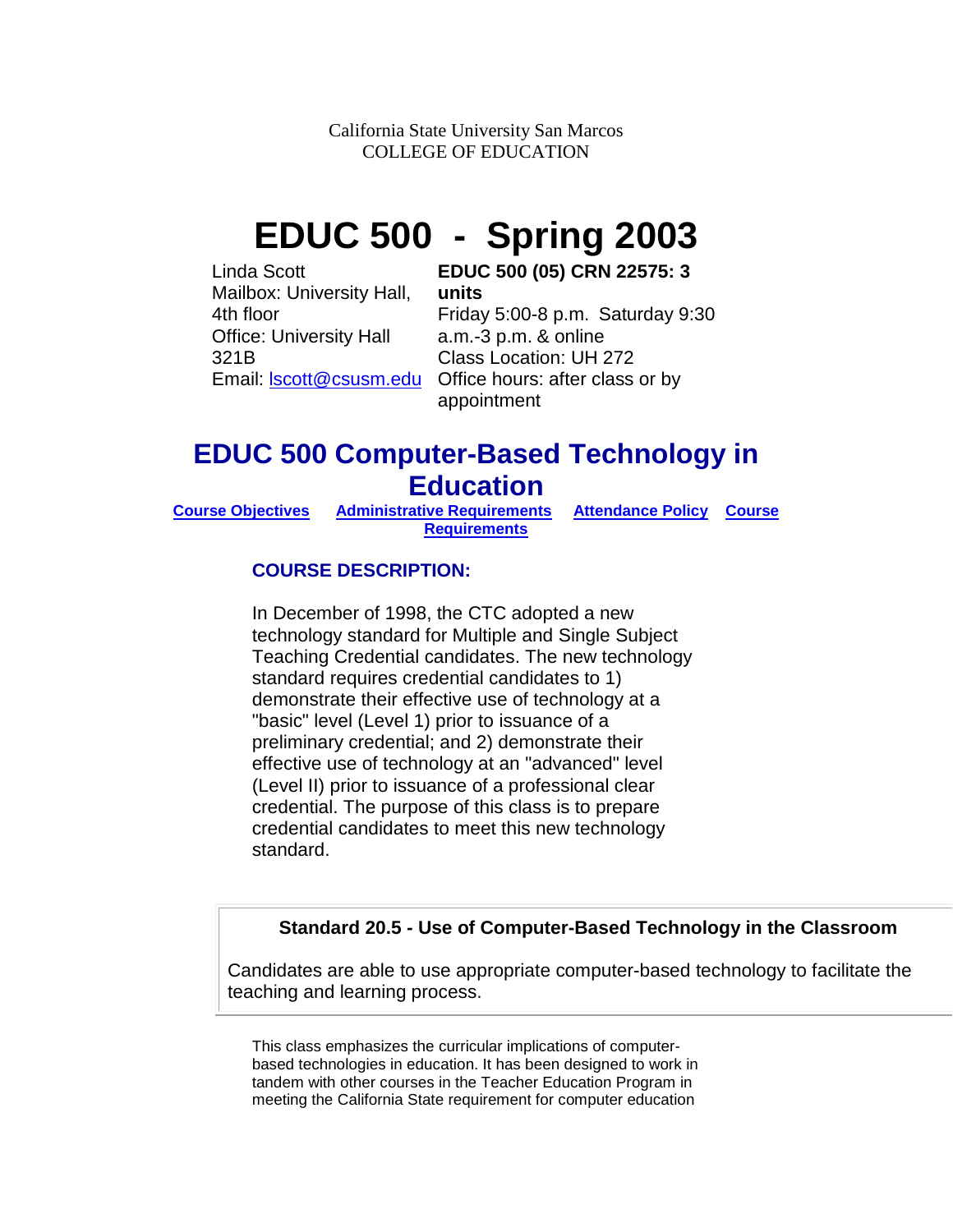California State University San Marcos
COLLEGE OF EDUCATION

# EDUC 500 - Spring 2003

| | |
|---|---|
| Linda Scott | **EDUC 500 (05) CRN 22575: 3 units** |
| Mailbox: University Hall, 4th floor | Friday 5:00-8 p.m. Saturday 9:30 a.m.-3 p.m. & online |
| Office: University Hall 321B | Class Location: UH 272 |
| Email: lscott@csusm.edu | Office hours: after class or by appointment |

## EDUC 500 Computer-Based Technology in Education

**Course Objectives** **Administrative Requirements** **Attendance Policy** **Course Requirements**

### COURSE DESCRIPTION:

In December of 1998, the CTC adopted a new technology standard for Multiple and Single Subject Teaching Credential candidates. The new technology standard requires credential candidates to 1) demonstrate their effective use of technology at a "basic" level (Level 1) prior to issuance of a preliminary credential; and 2) demonstrate their effective use of technology at an "advanced" level (Level II) prior to issuance of a professional clear credential. The purpose of this class is to prepare credential candidates to meet this new technology standard.

**Standard 20.5 - Use of Computer-Based Technology in the Classroom**

Candidates are able to use appropriate computer-based technology to facilitate the teaching and learning process.

This class emphasizes the curricular implications of computer-based technologies in education. It has been designed to work in tandem with other courses in the Teacher Education Program in meeting the California State requirement for computer education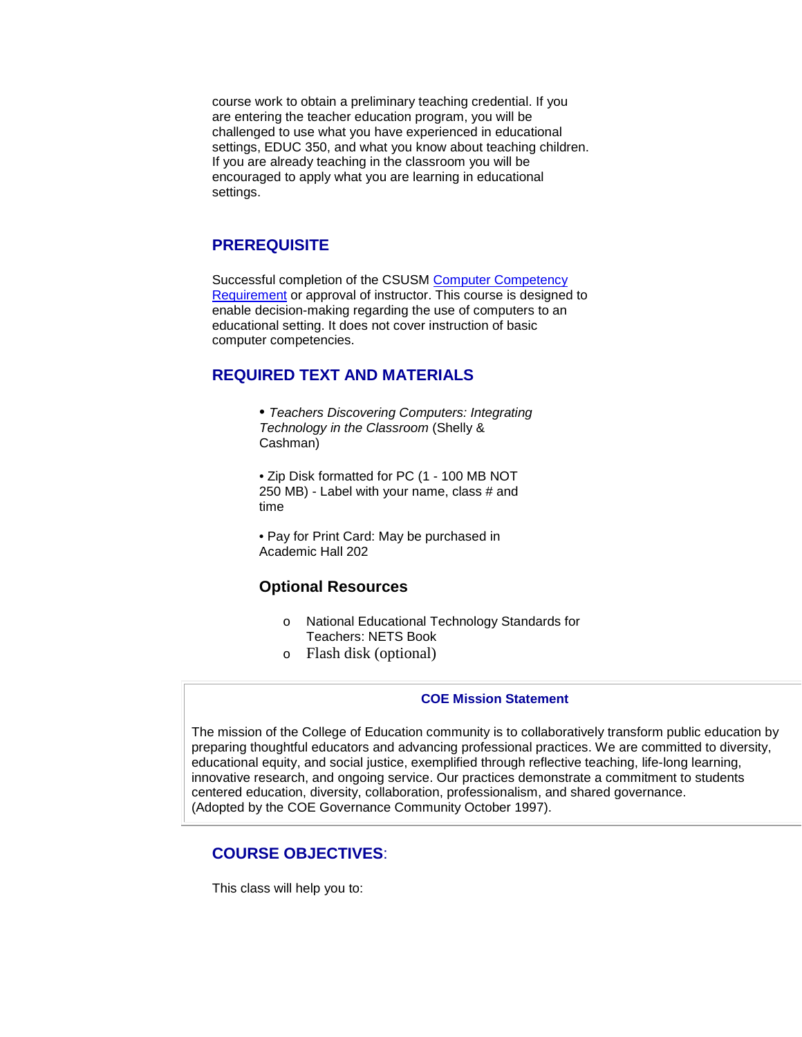course work to obtain a preliminary teaching credential. If you are entering the teacher education program, you will be challenged to use what you have experienced in educational settings, EDUC 350, and what you know about teaching children. If you are already teaching in the classroom you will be encouraged to apply what you are learning in educational settings.

## PREREQUISITE

Successful completion of the CSUSM Computer Competency Requirement or approval of instructor. This course is designed to enable decision-making regarding the use of computers to an educational setting. It does not cover instruction of basic computer competencies.

## REQUIRED TEXT AND MATERIALS

- *Teachers Discovering Computers: Integrating Technology in the Classroom* (Shelly & Cashman)
- Zip Disk formatted for PC (1 - 100 MB NOT 250 MB) - Label with your name, class # and time
- Pay for Print Card: May be purchased in Academic Hall 202

### Optional Resources

- National Educational Technology Standards for Teachers: NETS Book
- Flash disk (optional)

**COE Mission Statement**

The mission of the College of Education community is to collaboratively transform public education by preparing thoughtful educators and advancing professional practices. We are committed to diversity, educational equity, and social justice, exemplified through reflective teaching, life-long learning, innovative research, and ongoing service. Our practices demonstrate a commitment to students centered education, diversity, collaboration, professionalism, and shared governance. (Adopted by the COE Governance Community October 1997).

## COURSE OBJECTIVES:

This class will help you to: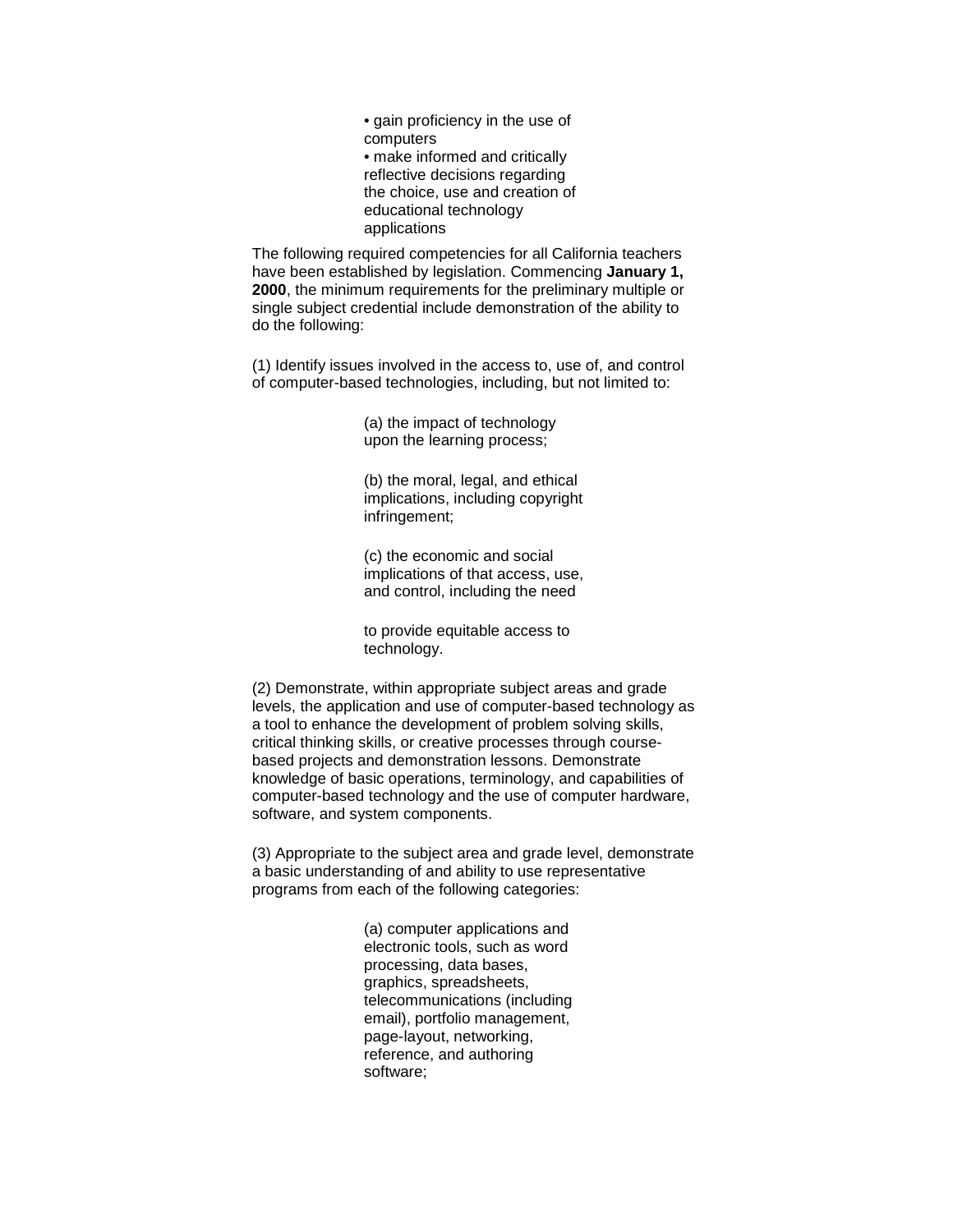- gain proficiency in the use of computers
- make informed and critically reflective decisions regarding the choice, use and creation of educational technology applications

The following required competencies for all California teachers have been established by legislation. Commencing **January 1, 2000**, the minimum requirements for the preliminary multiple or single subject credential include demonstration of the ability to do the following:

(1) Identify issues involved in the access to, use of, and control of computer-based technologies, including, but not limited to:

> (a) the impact of technology upon the learning process;
>
> (b) the moral, legal, and ethical implications, including copyright infringement;
>
> (c) the economic and social implications of that access, use, and control, including the need
>
> to provide equitable access to technology.

(2) Demonstrate, within appropriate subject areas and grade levels, the application and use of computer-based technology as a tool to enhance the development of problem solving skills, critical thinking skills, or creative processes through course-based projects and demonstration lessons. Demonstrate knowledge of basic operations, terminology, and capabilities of computer-based technology and the use of computer hardware, software, and system components.

(3) Appropriate to the subject area and grade level, demonstrate a basic understanding of and ability to use representative programs from each of the following categories:

> (a) computer applications and electronic tools, such as word processing, data bases, graphics, spreadsheets, telecommunications (including email), portfolio management, page-layout, networking, reference, and authoring software;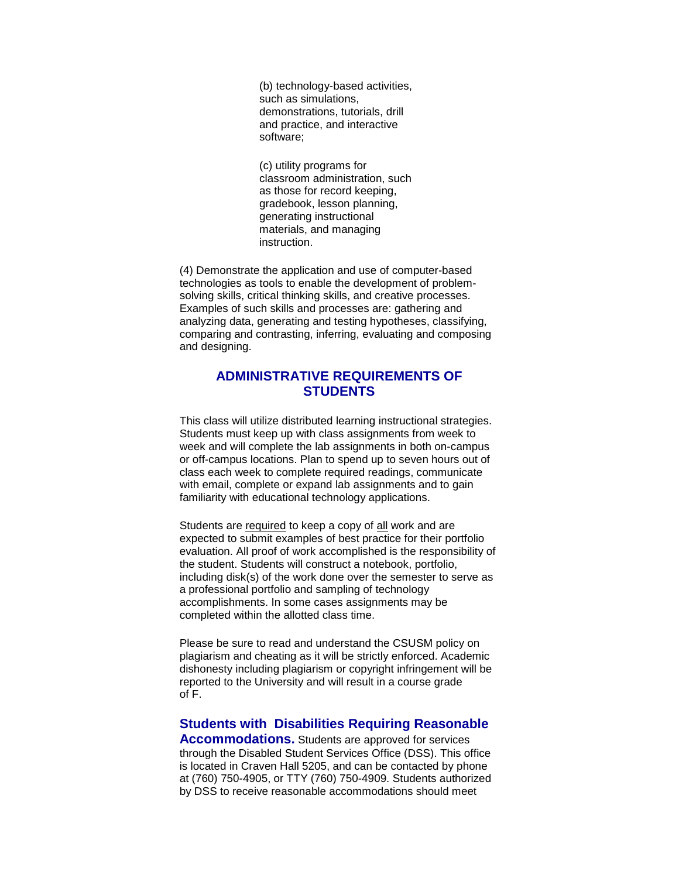(b) technology-based activities, such as simulations, demonstrations, tutorials, drill and practice, and interactive software;

(c) utility programs for classroom administration, such as those for record keeping, gradebook, lesson planning, generating instructional materials, and managing instruction.

(4) Demonstrate the application and use of computer-based technologies as tools to enable the development of problem-solving skills, critical thinking skills, and creative processes. Examples of such skills and processes are: gathering and analyzing data, generating and testing hypotheses, classifying, comparing and contrasting, inferring, evaluating and composing and designing.

## ADMINISTRATIVE REQUIREMENTS OF STUDENTS

This class will utilize distributed learning instructional strategies. Students must keep up with class assignments from week to week and will complete the lab assignments in both on-campus or off-campus locations. Plan to spend up to seven hours out of class each week to complete required readings, communicate with email, complete or expand lab assignments and to gain familiarity with educational technology applications.

Students are <u>required</u> to keep a copy of <u>all</u> work and are expected to submit examples of best practice for their portfolio evaluation. All proof of work accomplished is the responsibility of the student. Students will construct a notebook, portfolio, including disk(s) of the work done over the semester to serve as a professional portfolio and sampling of technology accomplishments. In some cases assignments may be completed within the allotted class time.

Please be sure to read and understand the CSUSM policy on plagiarism and cheating as it will be strictly enforced. Academic dishonesty including plagiarism or copyright infringement will be reported to the University and will result in a course grade of F.

**Students with Disabilities Requiring Reasonable Accommodations.** Students are approved for services through the Disabled Student Services Office (DSS). This office is located in Craven Hall 5205, and can be contacted by phone at (760) 750-4905, or TTY (760) 750-4909. Students authorized by DSS to receive reasonable accommodations should meet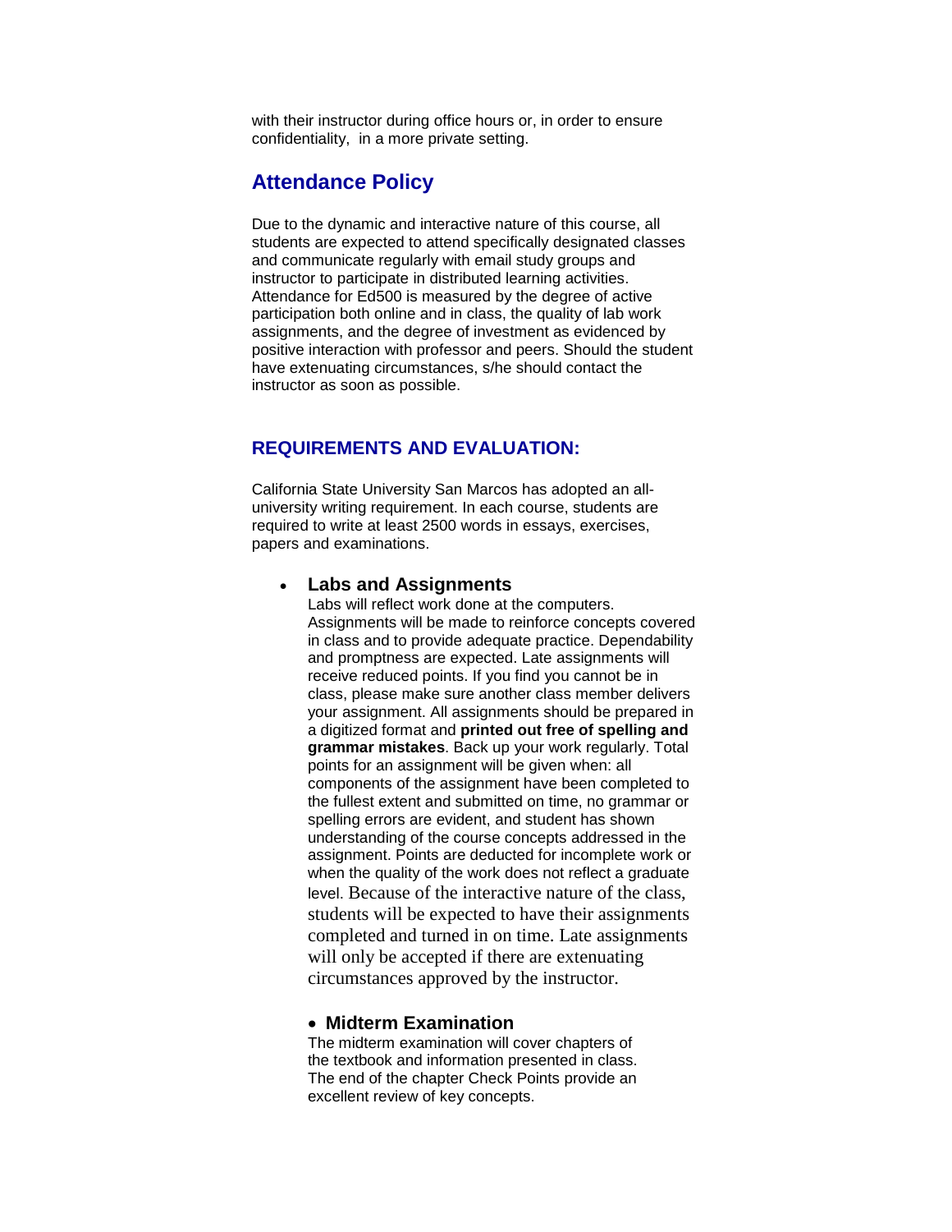with their instructor during office hours or, in order to ensure confidentiality, in a more private setting.

## Attendance Policy

Due to the dynamic and interactive nature of this course, all students are expected to attend specifically designated classes and communicate regularly with email study groups and instructor to participate in distributed learning activities. Attendance for Ed500 is measured by the degree of active participation both online and in class, the quality of lab work assignments, and the degree of investment as evidenced by positive interaction with professor and peers. Should the student have extenuating circumstances, s/he should contact the instructor as soon as possible.

## REQUIREMENTS AND EVALUATION:

California State University San Marcos has adopted an all-university writing requirement. In each course, students are required to write at least 2500 words in essays, exercises, papers and examinations.

- **Labs and Assignments**
  Labs will reflect work done at the computers. Assignments will be made to reinforce concepts covered in class and to provide adequate practice. Dependability and promptness are expected. Late assignments will receive reduced points. If you find you cannot be in class, please make sure another class member delivers your assignment. All assignments should be prepared in a digitized format and **printed out free of spelling and grammar mistakes**. Back up your work regularly. Total points for an assignment will be given when: all components of the assignment have been completed to the fullest extent and submitted on time, no grammar or spelling errors are evident, and student has shown understanding of the course concepts addressed in the assignment. Points are deducted for incomplete work or when the quality of the work does not reflect a graduate level. Because of the interactive nature of the class, students will be expected to have their assignments completed and turned in on time. Late assignments will only be accepted if there are extenuating circumstances approved by the instructor.

- **Midterm Examination**
  The midterm examination will cover chapters of the textbook and information presented in class. The end of the chapter Check Points provide an excellent review of key concepts.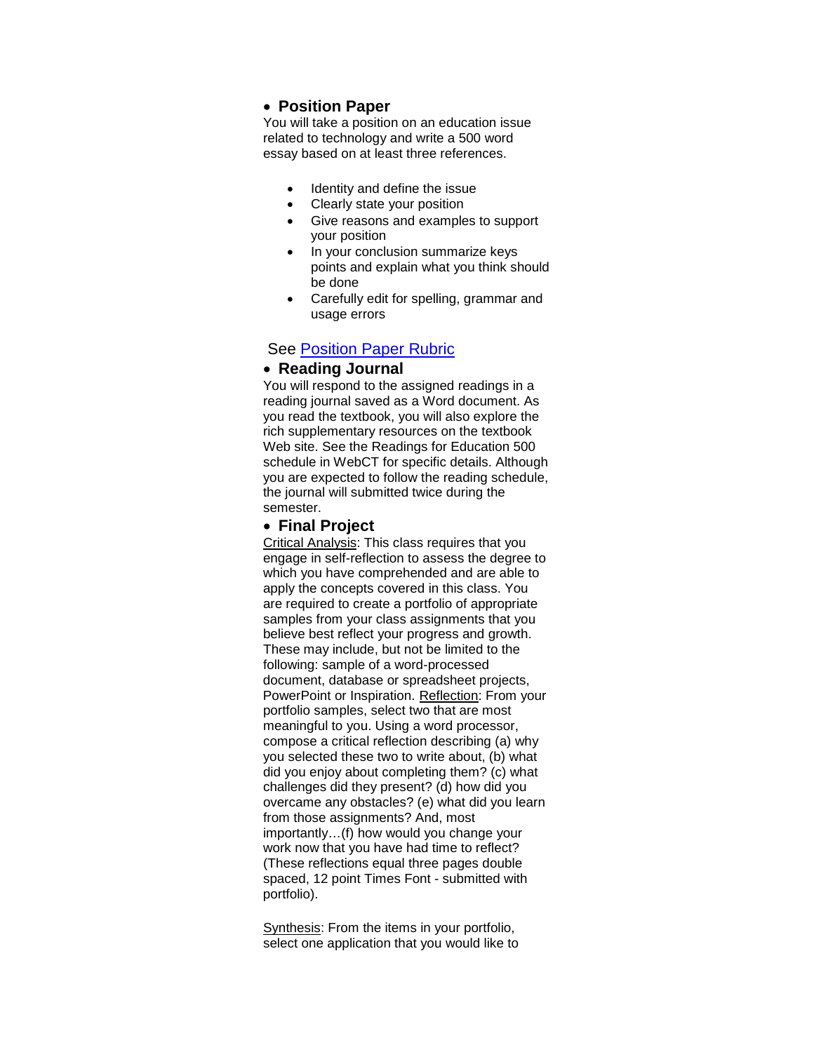- **Position Paper**

You will take a position on an education issue related to technology and write a 500 word essay based on at least three references.

  - Identity and define the issue
  - Clearly state your position
  - Give reasons and examples to support your position
  - In your conclusion summarize keys points and explain what you think should be done
  - Carefully edit for spelling, grammar and usage errors

See Position Paper Rubric

- **Reading Journal**

You will respond to the assigned readings in a reading journal saved as a Word document. As you read the textbook, you will also explore the rich supplementary resources on the textbook Web site. See the Readings for Education 500 schedule in WebCT for specific details. Although you are expected to follow the reading schedule, the journal will submitted twice during the semester.

- **Final Project**

Critical Analysis: This class requires that you engage in self-reflection to assess the degree to which you have comprehended and are able to apply the concepts covered in this class. You are required to create a portfolio of appropriate samples from your class assignments that you believe best reflect your progress and growth. These may include, but not be limited to the following: sample of a word-processed document, database or spreadsheet projects, PowerPoint or Inspiration. Reflection: From your portfolio samples, select two that are most meaningful to you. Using a word processor, compose a critical reflection describing (a) why you selected these two to write about, (b) what did you enjoy about completing them? (c) what challenges did they present? (d) how did you overcame any obstacles? (e) what did you learn from those assignments? And, most importantly…(f) how would you change your work now that you have had time to reflect? (These reflections equal three pages double spaced, 12 point Times Font - submitted with portfolio).

Synthesis: From the items in your portfolio, select one application that you would like to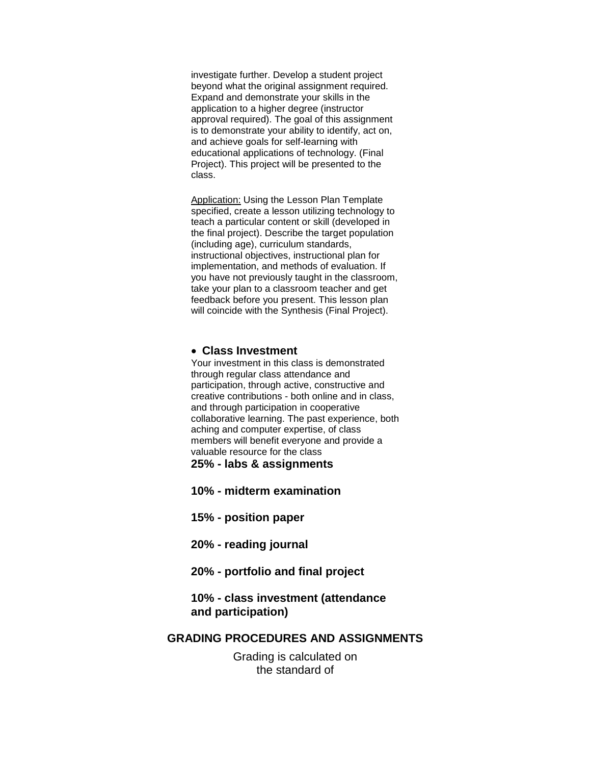investigate further. Develop a student project beyond what the original assignment required. Expand and demonstrate your skills in the application to a higher degree (instructor approval required). The goal of this assignment is to demonstrate your ability to identify, act on, and achieve goals for self-learning with educational applications of technology. (Final Project). This project will be presented to the class.

Application: Using the Lesson Plan Template specified, create a lesson utilizing technology to teach a particular content or skill (developed in the final project). Describe the target population (including age), curriculum standards, instructional objectives, instructional plan for implementation, and methods of evaluation. If you have not previously taught in the classroom, take your plan to a classroom teacher and get feedback before you present. This lesson plan will coincide with the Synthesis (Final Project).

- **Class Investment**

Your investment in this class is demonstrated through regular class attendance and participation, through active, constructive and creative contributions - both online and in class, and through participation in cooperative collaborative learning. The past experience, both aching and computer expertise, of class members will benefit everyone and provide a valuable resource for the class

**25% - labs & assignments**

**10% - midterm examination**

**15% - position paper**

**20% - reading journal**

**20% - portfolio and final project**

**10% - class investment (attendance and participation)**

## GRADING PROCEDURES AND ASSIGNMENTS

Grading is calculated on the standard of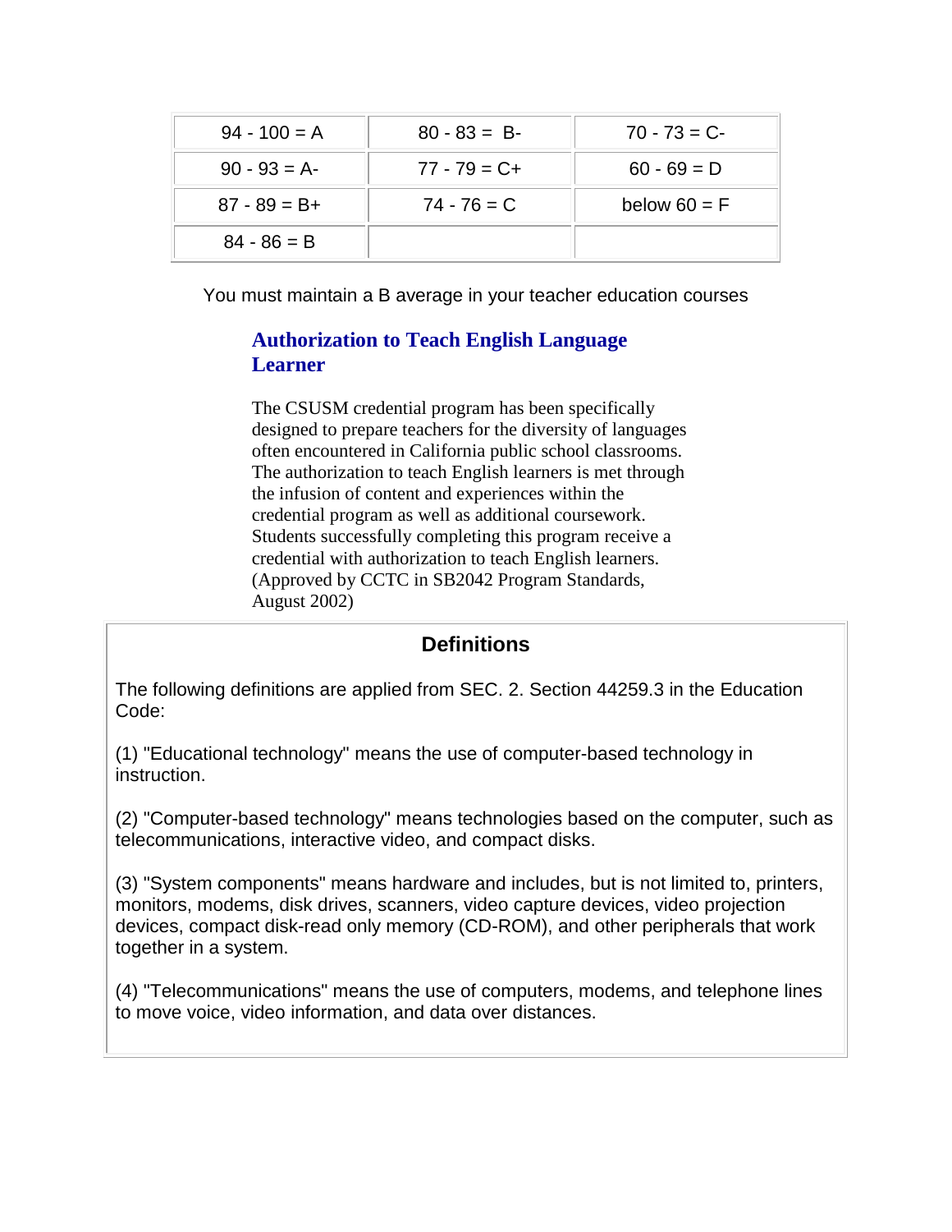| 94 - 100 = A | 80 - 83 = B- | 70 - 73 = C- |
|---|---|---|
| 90 - 93 = A- | 77 - 79 = C+ | 60 - 69 = D |
| 87 - 89 = B+ | 74 - 76 = C | below 60 = F |
| 84 - 86 = B | | |

You must maintain a B average in your teacher education courses

### Authorization to Teach English Language Learner

The CSUSM credential program has been specifically designed to prepare teachers for the diversity of languages often encountered in California public school classrooms. The authorization to teach English learners is met through the infusion of content and experiences within the credential program as well as additional coursework. Students successfully completing this program receive a credential with authorization to teach English learners. (Approved by CCTC in SB2042 Program Standards, August 2002)

## Definitions

The following definitions are applied from SEC. 2. Section 44259.3 in the Education Code:

(1) "Educational technology" means the use of computer-based technology in instruction.

(2) "Computer-based technology" means technologies based on the computer, such as telecommunications, interactive video, and compact disks.

(3) "System components" means hardware and includes, but is not limited to, printers, monitors, modems, disk drives, scanners, video capture devices, video projection devices, compact disk-read only memory (CD-ROM), and other peripherals that work together in a system.

(4) "Telecommunications" means the use of computers, modems, and telephone lines to move voice, video information, and data over distances.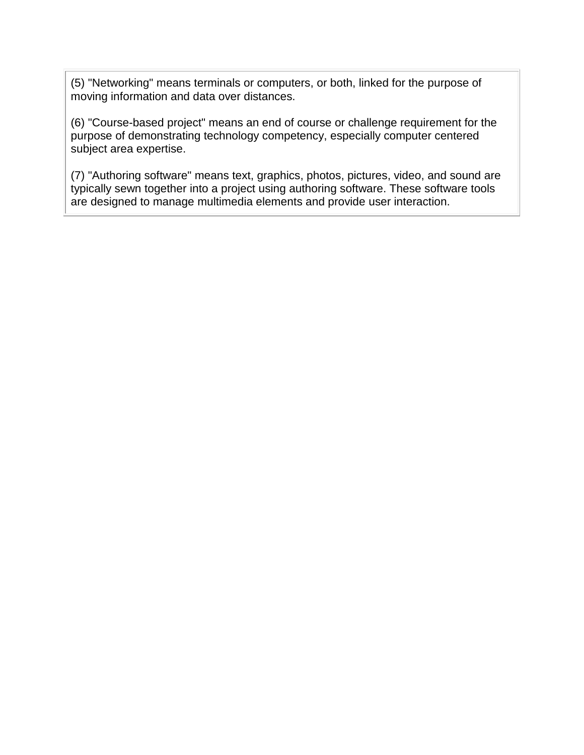(5) "Networking" means terminals or computers, or both, linked for the purpose of moving information and data over distances.

(6) "Course-based project" means an end of course or challenge requirement for the purpose of demonstrating technology competency, especially computer centered subject area expertise.

(7) "Authoring software" means text, graphics, photos, pictures, video, and sound are typically sewn together into a project using authoring software. These software tools are designed to manage multimedia elements and provide user interaction.